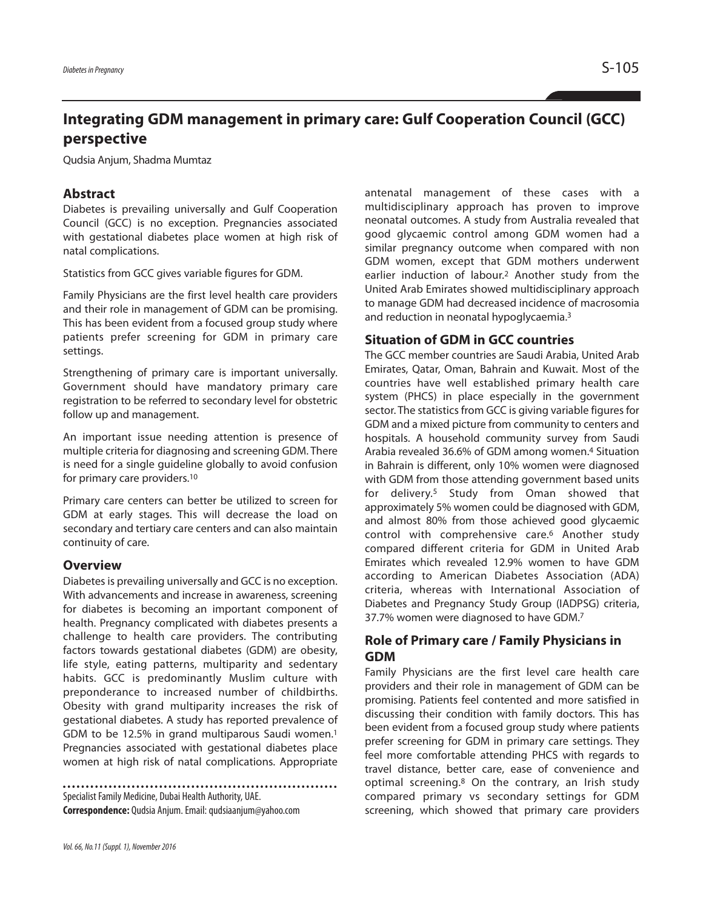# Integrating GDM management in primary care: Gulf Cooperation Council (GCC) perspective

Qudsia Anjum, Shadma Mumtaz

## Abstract

Diabetes is prevailing universally and Gulf Cooperation Council (GCC) is no exception. Pregnancies associated with gestational diabetes place women at high risk of natal complications.

Statistics from GCC gives variable figures for GDM.

Family Physicians are the first level health care providers and their role in management of GDM can be promising. This has been evident from a focused group study where patients prefer screening for GDM in primary care settings.

Strengthening of primary care is important universally. Government should have mandatory primary care registration to be referred to secondary level for obstetric follow up and management.

An important issue needing attention is presence of multiple criteria for diagnosing and screening GDM. There is need for a single guideline globally to avoid confusion for primary care providers.[10]

Primary care centers can better be utilized to screen for GDM at early stages. This will decrease the load on secondary and tertiary care centers and can also maintain continuity of care.

## Overview

Diabetes is prevailing universally and GCC is no exception. With advancements and increase in awareness, screening for diabetes is becoming an important component of health. Pregnancy complicated with diabetes presents a challenge to health care providers. The contributing factors towards gestational diabetes (GDM) are obesity, life style, eating patterns, multiparity and sedentary habits. GCC is predominantly Muslim culture with preponderance to increased number of childbirths. Obesity with grand multiparity increases the risk of gestational diabetes. A study has reported prevalence of GDM to be 12.5% in grand multiparous Saudi women.[1] Pregnancies associated with gestational diabetes place women at high risk of natal complications. Appropriate antenatal management of these cases with a multidisciplinary approach has proven to improve neonatal outcomes. A study from Australia revealed that good glycaemic control among GDM women had a similar pregnancy outcome when compared with non GDM women, except that GDM mothers underwent earlier induction of labour.[2] Another study from the United Arab Emirates showed multidisciplinary approach to manage GDM had decreased incidence of macrosomia and reduction in neonatal hypoglycaemia.[3]

## Situation of GDM in GCC countries

The GCC member countries are Saudi Arabia, United Arab Emirates, Qatar, Oman, Bahrain and Kuwait. Most of the countries have well established primary health care system (PHCS) in place especially in the government sector. The statistics from GCC is giving variable figures for GDM and a mixed picture from community to centers and hospitals. A household community survey from Saudi Arabia revealed 36.6% of GDM among women.[4] Situation in Bahrain is different, only 10% women were diagnosed with GDM from those attending government based units for delivery.[5] Study from Oman showed that approximately 5% women could be diagnosed with GDM, and almost 80% from those achieved good glycaemic control with comprehensive care.[6] Another study compared different criteria for GDM in United Arab Emirates which revealed 12.9% women to have GDM according to American Diabetes Association (ADA) criteria, whereas with International Association of Diabetes and Pregnancy Study Group (IADPSG) criteria, 37.7% women were diagnosed to have GDM.[7]

## Role of Primary care / Family Physicians in GDM

Family Physicians are the first level care health care providers and their role in management of GDM can be promising. Patients feel contented and more satisfied in discussing their condition with family doctors. This has been evident from a focused group study where patients prefer screening for GDM in primary care settings. They feel more comfortable attending PHCS with regards to travel distance, better care, ease of convenience and optimal screening.[8] On the contrary, an Irish study compared primary vs secondary settings for GDM screening, which showed that primary care providers

Specialist Family Medicine, Dubai Health Authority, UAE.

**Correspondence:** Qudsia Anjum. Email: qudsiaanjum@yahoo.com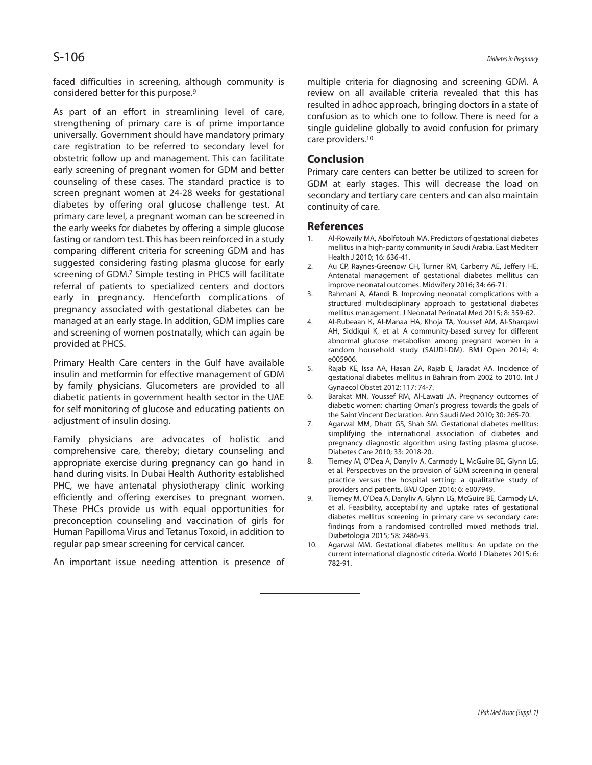faced difficulties in screening, although community is considered better for this purpose.[9]

As part of an effort in streamlining level of care, strengthening of primary care is of prime importance universally. Government should have mandatory primary care registration to be referred to secondary level for obstetric follow up and management. This can facilitate early screening of pregnant women for GDM and better counseling of these cases. The standard practice is to screen pregnant women at 24-28 weeks for gestational diabetes by offering oral glucose challenge test. At primary care level, a pregnant woman can be screened in the early weeks for diabetes by offering a simple glucose fasting or random test. This has been reinforced in a study comparing different criteria for screening GDM and has suggested considering fasting plasma glucose for early screening of GDM.[7] Simple testing in PHCS will facilitate referral of patients to specialized centers and doctors early in pregnancy. Henceforth complications of pregnancy associated with gestational diabetes can be managed at an early stage. In addition, GDM implies care and screening of women postnatally, which can again be provided at PHCS.

Primary Health Care centers in the Gulf have available insulin and metformin for effective management of GDM by family physicians. Glucometers are provided to all diabetic patients in government health sector in the UAE for self monitoring of glucose and educating patients on adjustment of insulin dosing.

Family physicians are advocates of holistic and comprehensive care, thereby; dietary counseling and appropriate exercise during pregnancy can go hand in hand during visits. In Dubai Health Authority established PHC, we have antenatal physiotherapy clinic working efficiently and offering exercises to pregnant women. These PHCs provide us with equal opportunities for preconception counseling and vaccination of girls for Human Papilloma Virus and Tetanus Toxoid, in addition to regular pap smear screening for cervical cancer.

An important issue needing attention is presence of multiple criteria for diagnosing and screening GDM. A review on all available criteria revealed that this has resulted in adhoc approach, bringing doctors in a state of confusion as to which one to follow. There is need for a single guideline globally to avoid confusion for primary care providers.[10]

## Conclusion

Primary care centers can better be utilized to screen for GDM at early stages. This will decrease the load on secondary and tertiary care centers and can also maintain continuity of care.

## References

1. Al-Rowaily MA, Abolfotouh MA. Predictors of gestational diabetes mellitus in a high-parity community in Saudi Arabia. East Mediterr Health J 2010; 16: 636-41.
2. Au CP, Raynes-Greenow CH, Turner RM, Carberry AE, Jeffery HE. Antenatal management of gestational diabetes mellitus can improve neonatal outcomes. Midwifery 2016; 34: 66-71.
3. Rahmani A, Afandi B. Improving neonatal complications with a structured multidisciplinary approach to gestational diabetes mellitus management. J Neonatal Perinatal Med 2015; 8: 359-62.
4. Al-Rubeaan K, Al-Manaa HA, Khoja TA, Youssef AM, Al-Sharqawi AH, Siddiqui K, et al. A community-based survey for different abnormal glucose metabolism among pregnant women in a random household study (SAUDI-DM). BMJ Open 2014; 4: e005906.
5. Rajab KE, Issa AA, Hasan ZA, Rajab E, Jaradat AA. Incidence of gestational diabetes mellitus in Bahrain from 2002 to 2010. Int J Gynaecol Obstet 2012; 117: 74-7.
6. Barakat MN, Youssef RM, Al-Lawati JA. Pregnancy outcomes of diabetic women: charting Oman's progress towards the goals of the Saint Vincent Declaration. Ann Saudi Med 2010; 30: 265-70.
7. Agarwal MM, Dhatt GS, Shah SM. Gestational diabetes mellitus: simplifying the international association of diabetes and pregnancy diagnostic algorithm using fasting plasma glucose. Diabetes Care 2010; 33: 2018-20.
8. Tierney M, O'Dea A, Danyliv A, Carmody L, McGuire BE, Glynn LG, et al. Perspectives on the provision of GDM screening in general practice versus the hospital setting: a qualitative study of providers and patients. BMJ Open 2016; 6: e007949.
9. Tierney M, O'Dea A, Danyliv A, Glynn LG, McGuire BE, Carmody LA, et al. Feasibility, acceptability and uptake rates of gestational diabetes mellitus screening in primary care vs secondary care: findings from a randomised controlled mixed methods trial. Diabetologia 2015; 58: 2486-93.
10. Agarwal MM. Gestational diabetes mellitus: An update on the current international diagnostic criteria. World J Diabetes 2015; 6: 782-91.